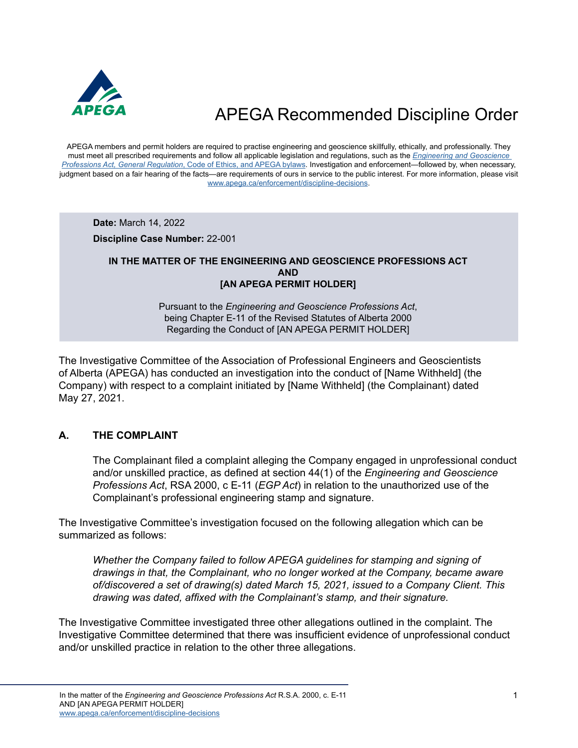# APEGA Recommended Discipline Order

APEGA members and permit holders are required to practise engineering and geoscience skillfully, ethically, and professionally. They must meet all prescribed requirements and follow all applicable legislation and regulations, such as the *Engineering and Geoscience Professions Act, General Regulation*, Code of Ethics, and APEGA bylaws. Investigation and enforcement—followed by, when necessary, judgment based on a fair hearing of the facts—are requirements of ours in service to the public interest. For more information, please visit www.apega.ca/enforcement/discipline-decisions.

**Date:** March 14, 2022

**Discipline Case Number:** 22-001

**IN THE MATTER OF THE ENGINEERING AND GEOSCIENCE PROFESSIONS ACT AND [AN APEGA PERMIT HOLDER]**

Pursuant to the *Engineering and Geoscience Professions Act*, being Chapter E-11 of the Revised Statutes of Alberta 2000 Regarding the Conduct of [AN APEGA PERMIT HOLDER]

The Investigative Committee of the Association of Professional Engineers and Geoscientists of Alberta (APEGA) has conducted an investigation into the conduct of [Name Withheld] (the Company) with respect to a complaint initiated by [Name Withheld] (the Complainant) dated May 27, 2021.

## A. THE COMPLAINT

The Complainant filed a complaint alleging the Company engaged in unprofessional conduct and/or unskilled practice, as defined at section 44(1) of the *Engineering and Geoscience Professions Act*, RSA 2000, c E-11 (*EGP Act*) in relation to the unauthorized use of the Complainant's professional engineering stamp and signature.

The Investigative Committee's investigation focused on the following allegation which can be summarized as follows:

*Whether the Company failed to follow APEGA guidelines for stamping and signing of drawings in that, the Complainant, who no longer worked at the Company, became aware of/discovered a set of drawing(s) dated March 15, 2021, issued to a Company Client. This drawing was dated, affixed with the Complainant's stamp, and their signature.*

The Investigative Committee investigated three other allegations outlined in the complaint. The Investigative Committee determined that there was insufficient evidence of unprofessional conduct and/or unskilled practice in relation to the other three allegations.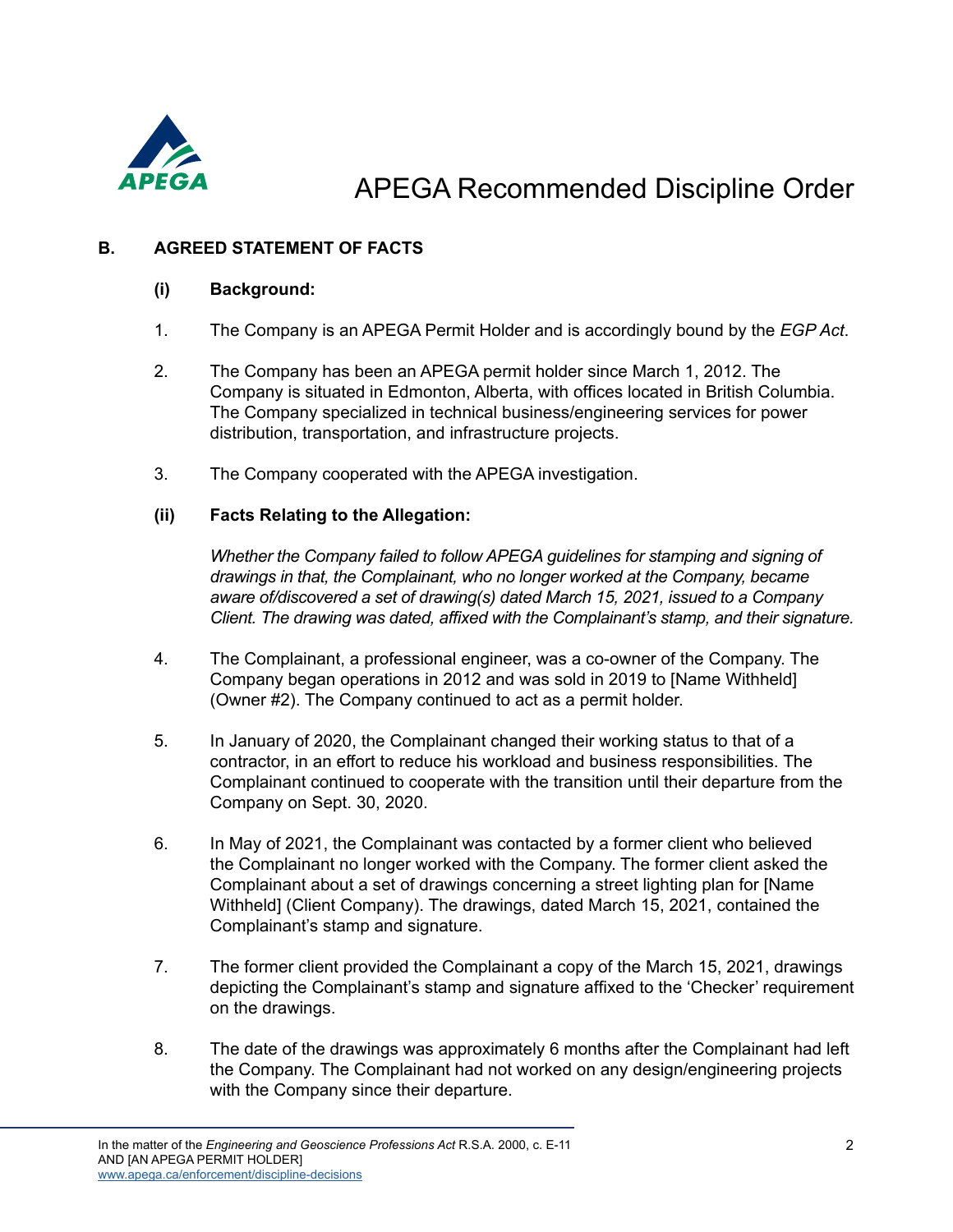## B. AGREED STATEMENT OF FACTS

### (i) Background:

1. The Company is an APEGA Permit Holder and is accordingly bound by the *EGP Act*.

2. The Company has been an APEGA permit holder since March 1, 2012. The Company is situated in Edmonton, Alberta, with offices located in British Columbia. The Company specialized in technical business/engineering services for power distribution, transportation, and infrastructure projects.

3. The Company cooperated with the APEGA investigation.

### (ii) Facts Relating to the Allegation:

*Whether the Company failed to follow APEGA guidelines for stamping and signing of drawings in that, the Complainant, who no longer worked at the Company, became aware of/discovered a set of drawing(s) dated March 15, 2021, issued to a Company Client. The drawing was dated, affixed with the Complainant's stamp, and their signature.*

4. The Complainant, a professional engineer, was a co-owner of the Company. The Company began operations in 2012 and was sold in 2019 to [Name Withheld] (Owner #2). The Company continued to act as a permit holder.

5. In January of 2020, the Complainant changed their working status to that of a contractor, in an effort to reduce his workload and business responsibilities. The Complainant continued to cooperate with the transition until their departure from the Company on Sept. 30, 2020.

6. In May of 2021, the Complainant was contacted by a former client who believed the Complainant no longer worked with the Company. The former client asked the Complainant about a set of drawings concerning a street lighting plan for [Name Withheld] (Client Company). The drawings, dated March 15, 2021, contained the Complainant's stamp and signature.

7. The former client provided the Complainant a copy of the March 15, 2021, drawings depicting the Complainant's stamp and signature affixed to the 'Checker' requirement on the drawings.

8. The date of the drawings was approximately 6 months after the Complainant had left the Company. The Complainant had not worked on any design/engineering projects with the Company since their departure.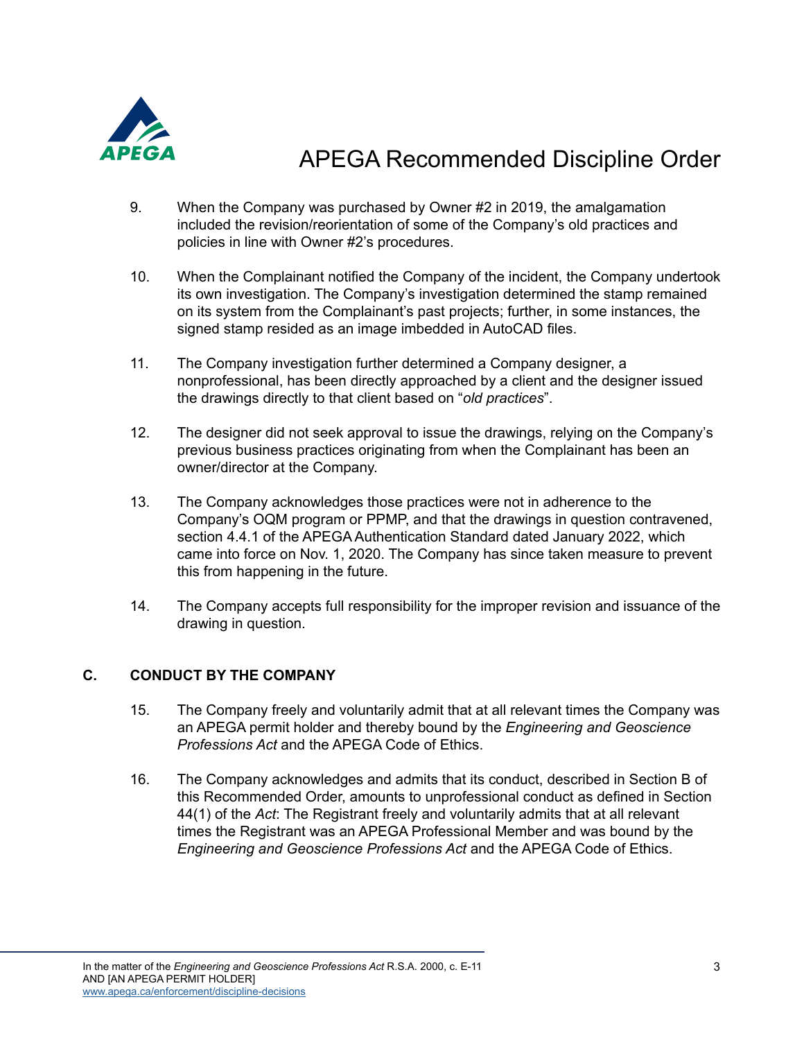9. When the Company was purchased by Owner #2 in 2019, the amalgamation included the revision/reorientation of some of the Company's old practices and policies in line with Owner #2's procedures.

10. When the Complainant notified the Company of the incident, the Company undertook its own investigation. The Company's investigation determined the stamp remained on its system from the Complainant's past projects; further, in some instances, the signed stamp resided as an image imbedded in AutoCAD files.

11. The Company investigation further determined a Company designer, a nonprofessional, has been directly approached by a client and the designer issued the drawings directly to that client based on "*old practices*".

12. The designer did not seek approval to issue the drawings, relying on the Company's previous business practices originating from when the Complainant has been an owner/director at the Company.

13. The Company acknowledges those practices were not in adherence to the Company's OQM program or PPMP, and that the drawings in question contravened, section 4.4.1 of the APEGA Authentication Standard dated January 2022, which came into force on Nov. 1, 2020. The Company has since taken measure to prevent this from happening in the future.

14. The Company accepts full responsibility for the improper revision and issuance of the drawing in question.

## C. CONDUCT BY THE COMPANY

15. The Company freely and voluntarily admit that at all relevant times the Company was an APEGA permit holder and thereby bound by the *Engineering and Geoscience Professions Act* and the APEGA Code of Ethics.

16. The Company acknowledges and admits that its conduct, described in Section B of this Recommended Order, amounts to unprofessional conduct as defined in Section 44(1) of the *Act*: The Registrant freely and voluntarily admits that at all relevant times the Registrant was an APEGA Professional Member and was bound by the *Engineering and Geoscience Professions Act* and the APEGA Code of Ethics.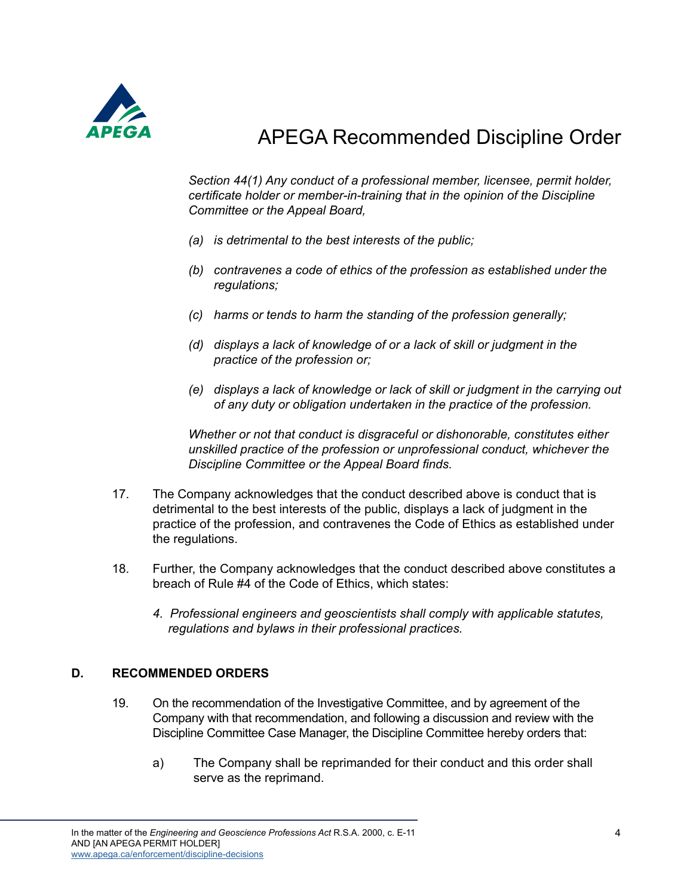*Section 44(1) Any conduct of a professional member, licensee, permit holder, certificate holder or member-in-training that in the opinion of the Discipline Committee or the Appeal Board,*

*(a) is detrimental to the best interests of the public;*

*(b) contravenes a code of ethics of the profession as established under the regulations;*

*(c) harms or tends to harm the standing of the profession generally;*

*(d) displays a lack of knowledge of or a lack of skill or judgment in the practice of the profession or;*

*(e) displays a lack of knowledge or lack of skill or judgment in the carrying out of any duty or obligation undertaken in the practice of the profession.*

*Whether or not that conduct is disgraceful or dishonorable, constitutes either unskilled practice of the profession or unprofessional conduct, whichever the Discipline Committee or the Appeal Board finds.*

17. The Company acknowledges that the conduct described above is conduct that is detrimental to the best interests of the public, displays a lack of judgment in the practice of the profession, and contravenes the Code of Ethics as established under the regulations.

18. Further, the Company acknowledges that the conduct described above constitutes a breach of Rule #4 of the Code of Ethics, which states:

    *4. Professional engineers and geoscientists shall comply with applicable statutes, regulations and bylaws in their professional practices.*

## D. RECOMMENDED ORDERS

19. On the recommendation of the Investigative Committee, and by agreement of the Company with that recommendation, and following a discussion and review with the Discipline Committee Case Manager, the Discipline Committee hereby orders that:

    a) The Company shall be reprimanded for their conduct and this order shall serve as the reprimand.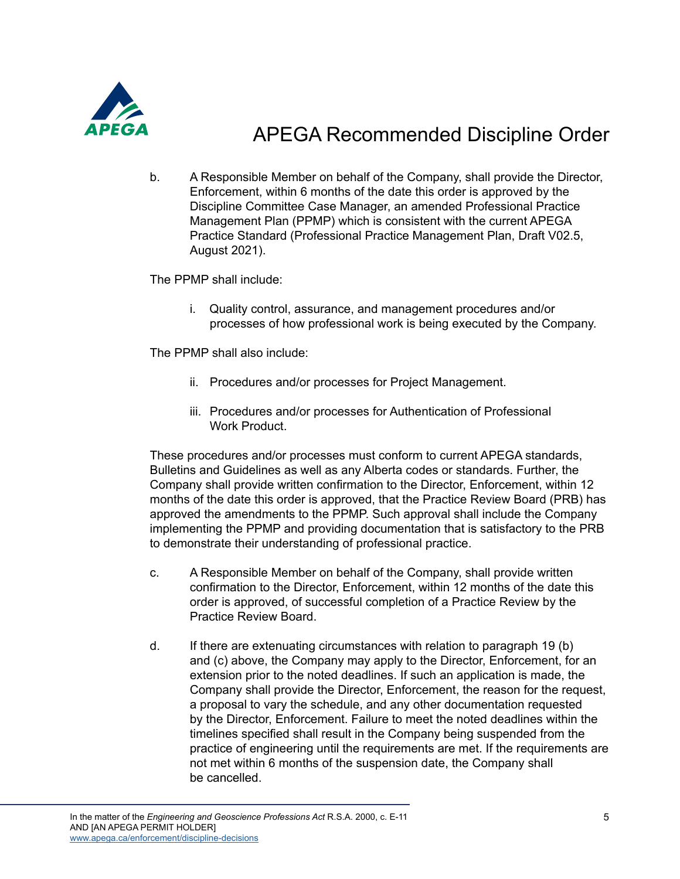b. A Responsible Member on behalf of the Company, shall provide the Director, Enforcement, within 6 months of the date this order is approved by the Discipline Committee Case Manager, an amended Professional Practice Management Plan (PPMP) which is consistent with the current APEGA Practice Standard (Professional Practice Management Plan, Draft V02.5, August 2021).

The PPMP shall include:

i. Quality control, assurance, and management procedures and/or processes of how professional work is being executed by the Company.

The PPMP shall also include:

ii. Procedures and/or processes for Project Management.

iii. Procedures and/or processes for Authentication of Professional Work Product.

These procedures and/or processes must conform to current APEGA standards, Bulletins and Guidelines as well as any Alberta codes or standards. Further, the Company shall provide written confirmation to the Director, Enforcement, within 12 months of the date this order is approved, that the Practice Review Board (PRB) has approved the amendments to the PPMP. Such approval shall include the Company implementing the PPMP and providing documentation that is satisfactory to the PRB to demonstrate their understanding of professional practice.

c. A Responsible Member on behalf of the Company, shall provide written confirmation to the Director, Enforcement, within 12 months of the date this order is approved, of successful completion of a Practice Review by the Practice Review Board.

d. If there are extenuating circumstances with relation to paragraph 19 (b) and (c) above, the Company may apply to the Director, Enforcement, for an extension prior to the noted deadlines. If such an application is made, the Company shall provide the Director, Enforcement, the reason for the request, a proposal to vary the schedule, and any other documentation requested by the Director, Enforcement. Failure to meet the noted deadlines within the timelines specified shall result in the Company being suspended from the practice of engineering until the requirements are met. If the requirements are not met within 6 months of the suspension date, the Company shall be cancelled.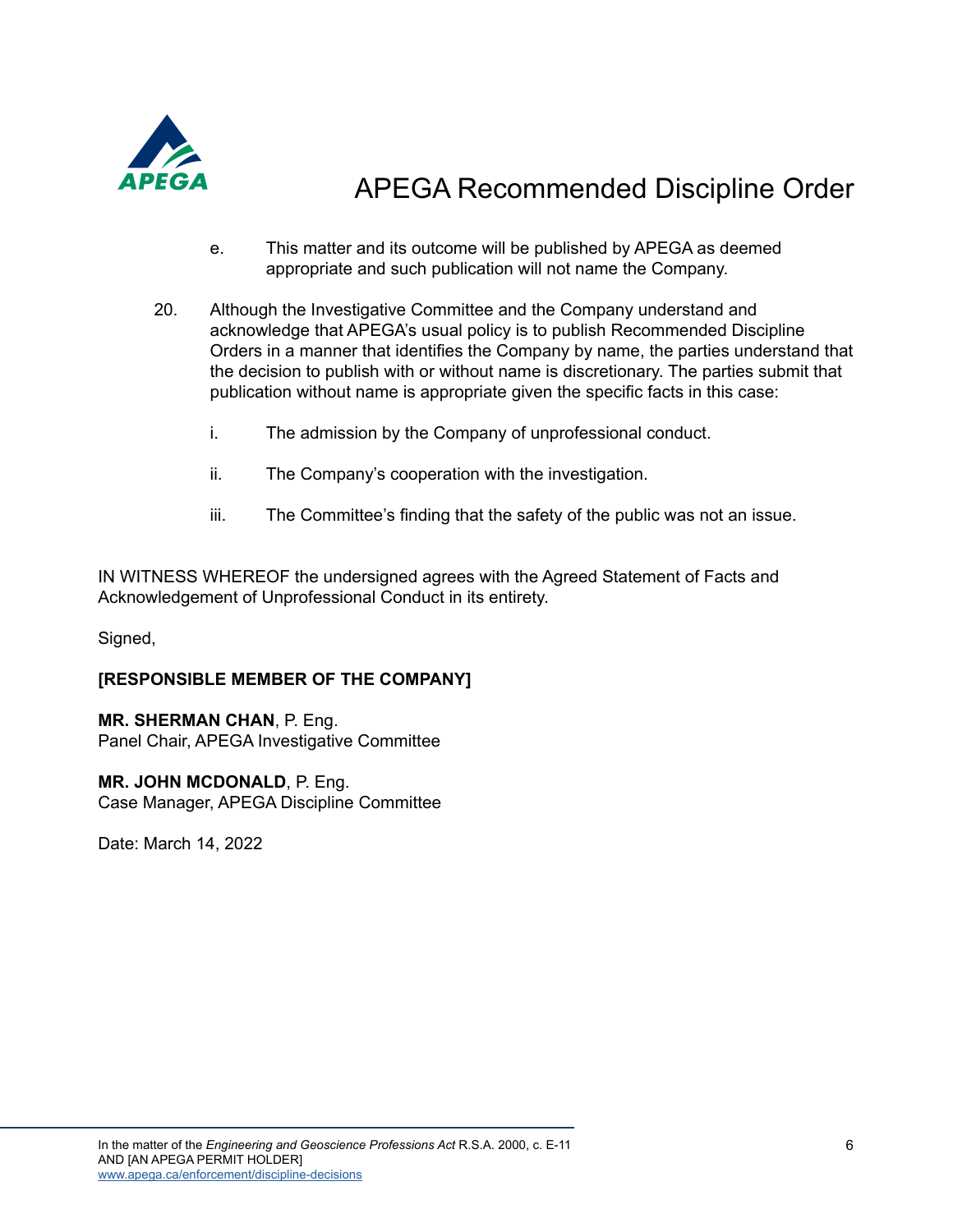e. This matter and its outcome will be published by APEGA as deemed appropriate and such publication will not name the Company.

20. Although the Investigative Committee and the Company understand and acknowledge that APEGA's usual policy is to publish Recommended Discipline Orders in a manner that identifies the Company by name, the parties understand that the decision to publish with or without name is discretionary. The parties submit that publication without name is appropriate given the specific facts in this case:

    i. The admission by the Company of unprofessional conduct.

    ii. The Company's cooperation with the investigation.

    iii. The Committee's finding that the safety of the public was not an issue.

IN WITNESS WHEREOF the undersigned agrees with the Agreed Statement of Facts and Acknowledgement of Unprofessional Conduct in its entirety.

Signed,

**[RESPONSIBLE MEMBER OF THE COMPANY]**

**MR. SHERMAN CHAN**, P. Eng.
Panel Chair, APEGA Investigative Committee

**MR. JOHN MCDONALD**, P. Eng.
Case Manager, APEGA Discipline Committee

Date: March 14, 2022